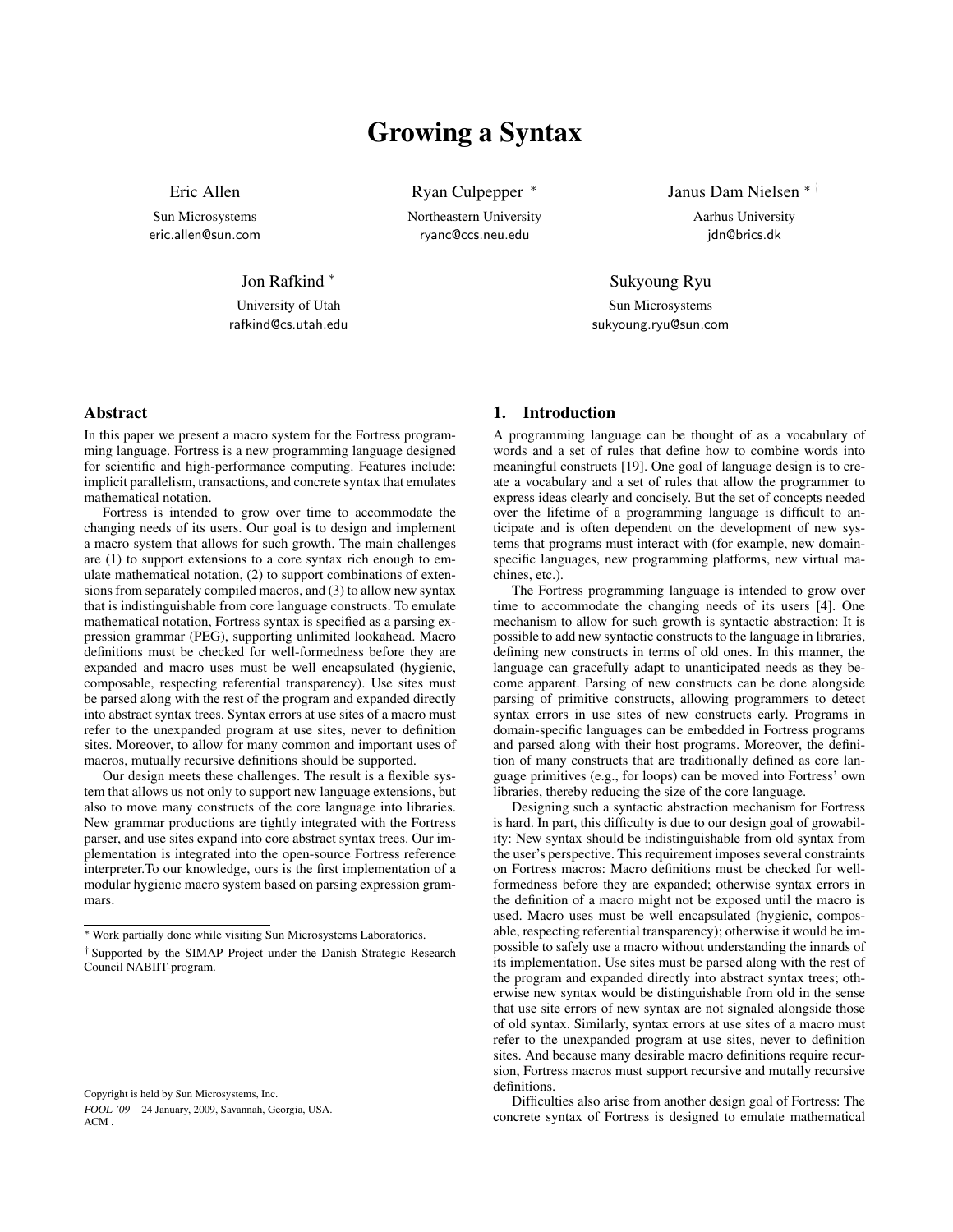# Growing a Syntax

Eric Allen
Sun Microsystems
eric.allen@sun.com

Ryan Culpepper [*]
Northeastern University
ryanc@ccs.neu.edu

Janus Dam Nielsen [*] [†]
Aarhus University
jdn@brics.dk

Jon Rafkind [*]
University of Utah
rafkind@cs.utah.edu

Sukyoung Ryu
Sun Microsystems
sukyoung.ryu@sun.com

## Abstract

In this paper we present a macro system for the Fortress programming language. Fortress is a new programming language designed for scientific and high-performance computing. Features include: implicit parallelism, transactions, and concrete syntax that emulates mathematical notation.

Fortress is intended to grow over time to accommodate the changing needs of its users. Our goal is to design and implement a macro system that allows for such growth. The main challenges are (1) to support extensions to a core syntax rich enough to emulate mathematical notation, (2) to support combinations of extensions from separately compiled macros, and (3) to allow new syntax that is indistinguishable from core language constructs. To emulate mathematical notation, Fortress syntax is specified as a parsing expression grammar (PEG), supporting unlimited lookahead. Macro definitions must be checked for well-formedness before they are expanded and macro uses must be well encapsulated (hygienic, composable, respecting referential transparency). Use sites must be parsed along with the rest of the program and expanded directly into abstract syntax trees. Syntax errors at use sites of a macro must refer to the unexpanded program at use sites, never to definition sites. Moreover, to allow for many common and important uses of macros, mutually recursive definitions should be supported.

Our design meets these challenges. The result is a flexible system that allows us not only to support new language extensions, but also to move many constructs of the core language into libraries. New grammar productions are tightly integrated with the Fortress parser, and use sites expand into core abstract syntax trees. Our implementation is integrated into the open-source Fortress reference interpreter.To our knowledge, ours is the first implementation of a modular hygienic macro system based on parsing expression grammars.

[*] Work partially done while visiting Sun Microsystems Laboratories.

[†] Supported by the SIMAP Project under the Danish Strategic Research Council NABIIT-program.

Copyright is held by Sun Microsystems, Inc.
*FOOL '09* 24 January, 2009, Savannah, Georgia, USA.
ACM .

## 1. Introduction

A programming language can be thought of as a vocabulary of words and a set of rules that define how to combine words into meaningful constructs [19]. One goal of language design is to create a vocabulary and a set of rules that allow the programmer to express ideas clearly and concisely. But the set of concepts needed over the lifetime of a programming language is difficult to anticipate and is often dependent on the development of new systems that programs must interact with (for example, new domain-specific languages, new programming platforms, new virtual machines, etc.).

The Fortress programming language is intended to grow over time to accommodate the changing needs of its users [4]. One mechanism to allow for such growth is syntactic abstraction: It is possible to add new syntactic constructs to the language in libraries, defining new constructs in terms of old ones. In this manner, the language can gracefully adapt to unanticipated needs as they become apparent. Parsing of new constructs can be done alongside parsing of primitive constructs, allowing programmers to detect syntax errors in use sites of new constructs early. Programs in domain-specific languages can be embedded in Fortress programs and parsed along with their host programs. Moreover, the definition of many constructs that are traditionally defined as core language primitives (e.g., for loops) can be moved into Fortress' own libraries, thereby reducing the size of the core language.

Designing such a syntactic abstraction mechanism for Fortress is hard. In part, this difficulty is due to our design goal of growability: New syntax should be indistinguishable from old syntax from the user's perspective. This requirement imposes several constraints on Fortress macros: Macro definitions must be checked for well-formedness before they are expanded; otherwise syntax errors in the definition of a macro might not be exposed until the macro is used. Macro uses must be well encapsulated (hygienic, composable, respecting referential transparency); otherwise it would be impossible to safely use a macro without understanding the innards of its implementation. Use sites must be parsed along with the rest of the program and expanded directly into abstract syntax trees; otherwise new syntax would be distinguishable from old in the sense that use site errors of new syntax are not signaled alongside those of old syntax. Similarly, syntax errors at use sites of a macro must refer to the unexpanded program at use sites, never to definition sites. And because many desirable macro definitions require recursion, Fortress macros must support recursive and mutally recursive definitions.

Difficulties also arise from another design goal of Fortress: The concrete syntax of Fortress is designed to emulate mathematical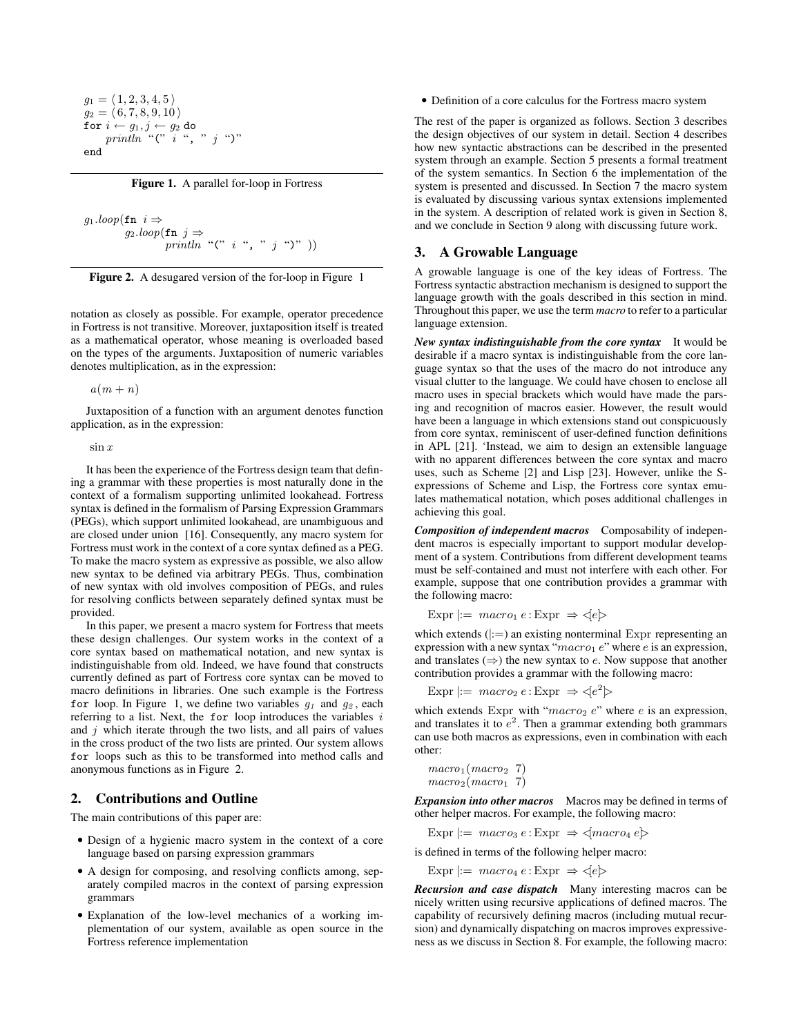```
g₁ = ⟨ 1, 2, 3, 4, 5 ⟩
g₂ = ⟨ 6, 7, 8, 9, 10 ⟩
for i ← g₁, j ← g₂ do
    println "(" i ", " j ")"
end
```

**Figure 1.** A parallel for-loop in Fortress

```
g₁.loop(fn i ⇒
        g₂.loop(fn j ⇒
                println "(" i ", " j ")" ))
```

**Figure 2.** A desugared version of the for-loop in Figure 1

notation as closely as possible. For example, operator precedence in Fortress is not transitive. Moreover, juxtaposition itself is treated as a mathematical operator, whose meaning is overloaded based on the types of the arguments. Juxtaposition of numeric variables denotes multiplication, as in the expression:

$$a(m + n)$$

Juxtaposition of a function with an argument denotes function application, as in the expression:

$$\sin x$$

It has been the experience of the Fortress design team that defining a grammar with these properties is most naturally done in the context of a formalism supporting unlimited lookahead. Fortress syntax is defined in the formalism of Parsing Expression Grammars (PEGs), which support unlimited lookahead, are unambiguous and are closed under union [16]. Consequently, any macro system for Fortress must work in the context of a core syntax defined as a PEG. To make the macro system as expressive as possible, we also allow new syntax to be defined via arbitrary PEGs. Thus, combination of new syntax with old involves composition of PEGs, and rules for resolving conflicts between separately defined syntax must be provided.

In this paper, we present a macro system for Fortress that meets these design challenges. Our system works in the context of a core syntax based on mathematical notation, and new syntax is indistinguishable from old. Indeed, we have found that constructs currently defined as part of Fortress core syntax can be moved to macro definitions in libraries. One such example is the Fortress `for` loop. In Figure 1, we define two variables $g_1$ and $g_2$, each referring to a list. Next, the `for` loop introduces the variables $i$ and $j$ which iterate through the two lists, and all pairs of values in the cross product of the two lists are printed. Our system allows `for` loops such as this to be transformed into method calls and anonymous functions as in Figure 2.

## 2. Contributions and Outline

The main contributions of this paper are:

- Design of a hygienic macro system in the context of a core language based on parsing expression grammars
- A design for composing, and resolving conflicts among, separately compiled macros in the context of parsing expression grammars
- Explanation of the low-level mechanics of a working implementation of our system, available as open source in the Fortress reference implementation
- Definition of a core calculus for the Fortress macro system

The rest of the paper is organized as follows. Section 3 describes the design objectives of our system in detail. Section 4 describes how new syntactic abstractions can be described in the presented system through an example. Section 5 presents a formal treatment of the system semantics. In Section 6 the implementation of the system is presented and discussed. In Section 7 the macro system is evaluated by discussing various syntax extensions implemented in the system. A description of related work is given in Section 8, and we conclude in Section 9 along with discussing future work.

## 3. A Growable Language

A growable language is one of the key ideas of Fortress. The Fortress syntactic abstraction mechanism is designed to support the language growth with the goals described in this section in mind. Throughout this paper, we use the term *macro* to refer to a particular language extension.

***New syntax indistinguishable from the core syntax*** It would be desirable if a macro syntax is indistinguishable from the core language syntax so that the uses of the macro do not introduce any visual clutter to the language. We could have chosen to enclose all macro uses in special brackets which would have made the parsing and recognition of macros easier. However, the result would have been a language in which extensions stand out conspicuously from core syntax, reminiscent of user-defined function definitions in APL [21]. 'Instead, we aim to design an extensible language with no apparent differences between the core syntax and macro uses, such as Scheme [2] and Lisp [23]. However, unlike the S-expressions of Scheme and Lisp, the Fortress core syntax emulates mathematical notation, which poses additional challenges in achieving this goal.

***Composition of independent macros*** Composability of independent macros is especially important to support modular development of a system. Contributions from different development teams must be self-contained and must not interfere with each other. For example, suppose that one contribution provides a grammar with the following macro:

$$\text{Expr} \mid:= \; macro_1 \; e : \text{Expr} \; \Rightarrow \lhd e \rhd$$

which extends ($\mid:=$) an existing nonterminal Expr representing an expression with a new syntax "$macro_1 \; e$" where $e$ is an expression, and translates ($\Rightarrow$) the new syntax to $e$. Now suppose that another contribution provides a grammar with the following macro:

$$\text{Expr} \mid:= \; macro_2 \; e : \text{Expr} \; \Rightarrow \lhd e^2 \rhd$$

which extends Expr with "$macro_2 \; e$" where $e$ is an expression, and translates it to $e^2$. Then a grammar extending both grammars can use both macros as expressions, even in combination with each other:

$$macro_1(macro_2 \;\; 7)$$
$$macro_2(macro_1 \;\; 7)$$

***Expansion into other macros*** Macros may be defined in terms of other helper macros. For example, the following macro:

$$\text{Expr} \mid:= \; macro_3 \; e : \text{Expr} \; \Rightarrow \lhd macro_4 \; e \rhd$$

is defined in terms of the following helper macro:

$$\text{Expr} \mid:= \; macro_4 \; e : \text{Expr} \; \Rightarrow \lhd e \rhd$$

***Recursion and case dispatch*** Many interesting macros can be nicely written using recursive applications of defined macros. The capability of recursively defining macros (including mutual recursion) and dynamically dispatching on macros improves expressiveness as we discuss in Section 8. For example, the following macro: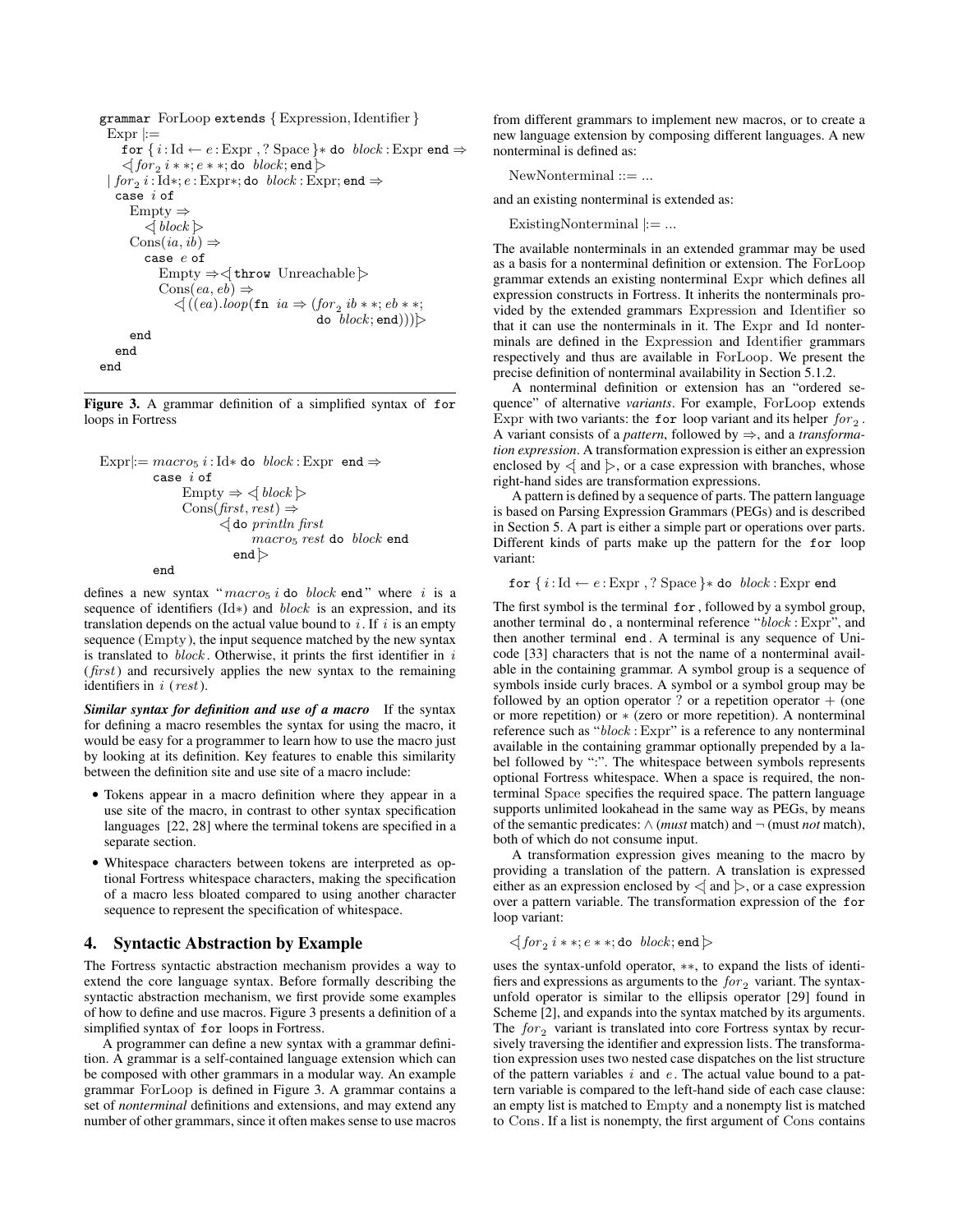```
grammar ForLoop extends { Expression, Identifier }
  Expr |:=
    for { i:Id ← e:Expr , ? Space }* do  block:Expr end ⇒
    ⊲[ for₂ i**; e**; do  block; end ⊳
  | for₂ i:Id*; e:Expr*; do  block:Expr; end ⇒
    case i of
      Empty ⇒
        ⊲[ block ⊳
      Cons(ia, ib) ⇒
        case e of
          Empty ⇒ ⊲[ throw Unreachable ⊳
          Cons(ea, eb) ⇒
            ⊲[ ((ea).loop(fn  ia ⇒ (for₂ ib**; eb**;
                                    do  block; end))) ⊳
        end
    end
end
```

**Figure 3.** A grammar definition of a simplified syntax of `for` loops in Fortress

```
Expr|:= macro₅ i:Id* do  block:Expr  end ⇒
        case i of
            Empty ⇒ ⊲[ block ⊳
            Cons(first, rest) ⇒
                ⊲[ do println first
                      macro₅ rest do  block end
                   end ⊳
        end
```

defines a new syntax "$macro_5$ $i$ do $block$ end" where $i$ is a sequence of identifiers (Id∗) and $block$ is an expression, and its translation depends on the actual value bound to $i$. If $i$ is an empty sequence (Empty), the input sequence matched by the new syntax is translated to $block$. Otherwise, it prints the first identifier in $i$ (*first*) and recursively applies the new syntax to the remaining identifiers in $i$ (*rest*).

***Similar syntax for definition and use of a macro*** If the syntax for defining a macro resembles the syntax for using the macro, it would be easy for a programmer to learn how to use the macro just by looking at its definition. Key features to enable this similarity between the definition site and use site of a macro include:

- Tokens appear in a macro definition where they appear in a use site of the macro, in contrast to other syntax specification languages [22, 28] where the terminal tokens are specified in a separate section.
- Whitespace characters between tokens are interpreted as optional Fortress whitespace characters, making the specification of a macro less bloated compared to using another character sequence to represent the specification of whitespace.

## 4. Syntactic Abstraction by Example

The Fortress syntactic abstraction mechanism provides a way to extend the core language syntax. Before formally describing the syntactic abstraction mechanism, we first provide some examples of how to define and use macros. Figure 3 presents a definition of a simplified syntax of for loops in Fortress.

A programmer can define a new syntax with a grammar definition. A grammar is a self-contained language extension which can be composed with other grammars in a modular way. An example grammar ForLoop is defined in Figure 3. A grammar contains a set of *nonterminal* definitions and extensions, and may extend any number of other grammars, since it often makes sense to use macros from different grammars to implement new macros, or to create a new language extension by composing different languages. A new nonterminal is defined as:

NewNonterminal ::= ...

and an existing nonterminal is extended as:

ExistingNonterminal |:= ...

The available nonterminals in an extended grammar may be used as a basis for a nonterminal definition or extension. The ForLoop grammar extends an existing nonterminal Expr which defines all expression constructs in Fortress. It inherits the nonterminals provided by the extended grammars Expression and Identifier so that it can use the nonterminals in it. The Expr and Id nonterminals are defined in the Expression and Identifier grammars respectively and thus are available in ForLoop. We present the precise definition of nonterminal availability in Section 5.1.2.

A nonterminal definition or extension has an "ordered sequence" of alternative *variants*. For example, ForLoop extends Expr with two variants: the for loop variant and its helper $for_2$. A variant consists of a *pattern*, followed by ⇒, and a *transformation expression*. A transformation expression is either an expression enclosed by ⊲[ and ⊳, or a case expression with branches, whose right-hand sides are transformation expressions.

A pattern is defined by a sequence of parts. The pattern language is based on Parsing Expression Grammars (PEGs) and is described in Section 5. A part is either a simple part or operations over parts. Different kinds of parts make up the pattern for the for loop variant:

for { $i$:Id ← $e$:Expr , ? Space }∗ do $block$:Expr end

The first symbol is the terminal for, followed by a symbol group, another terminal do, a nonterminal reference "$block$:Expr", and then another terminal end. A terminal is any sequence of Unicode [33] characters that is not the name of a nonterminal available in the containing grammar. A symbol group is a sequence of symbols inside curly braces. A symbol or a symbol group may be followed by an option operator ? or a repetition operator + (one or more repetition) or ∗ (zero or more repetition). A nonterminal reference such as "$block$:Expr" is a reference to any nonterminal available in the containing grammar optionally prepended by a label followed by ":". The whitespace between symbols represents optional Fortress whitespace. When a space is required, the nonterminal Space specifies the required space. The pattern language supports unlimited lookahead in the same way as PEGs, by means of the semantic predicates: ∧ (*must* match) and ¬ (must *not* match), both of which do not consume input.

A transformation expression gives meaning to the macro by providing a translation of the pattern. A translation is expressed either as an expression enclosed by ⊲[ and ⊳, or a case expression over a pattern variable. The transformation expression of the for loop variant:

⊲[ $for_2$ $i$∗∗; $e$∗∗; do $block$; end ⊳

uses the syntax-unfold operator, ∗∗, to expand the lists of identifiers and expressions as arguments to the $for_2$ variant. The syntax-unfold operator is similar to the ellipsis operator [29] found in Scheme [2], and expands into the syntax matched by its arguments. The $for_2$ variant is translated into core Fortress syntax by recursively traversing the identifier and expression lists. The transformation expression uses two nested case dispatches on the list structure of the pattern variables $i$ and $e$. The actual value bound to a pattern variable is compared to the left-hand side of each case clause: an empty list is matched to Empty and a nonempty list is matched to Cons. If a list is nonempty, the first argument of Cons contains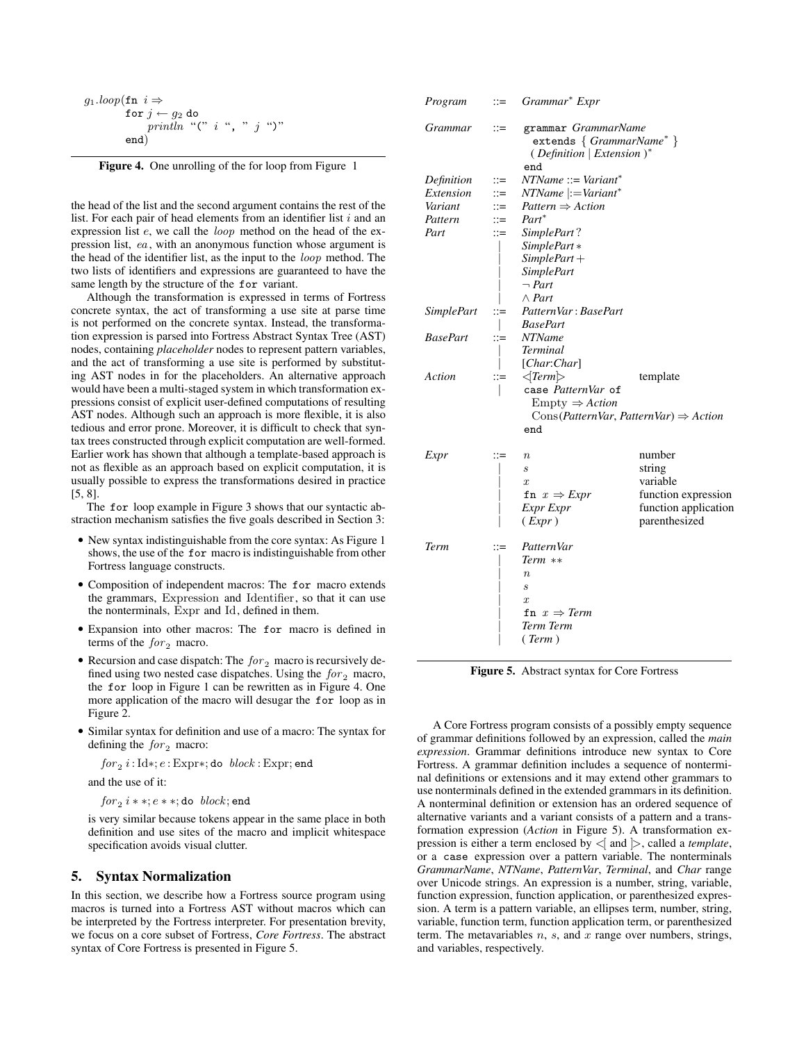```
g1.loop(fn i ⇒
    for j ← g2 do
        println "(" i ", " j ")"
    end)
```

**Figure 4.** One unrolling of the for loop from Figure 1

the head of the list and the second argument contains the rest of the list. For each pair of head elements from an identifier list $i$ and an expression list $e$, we call the $loop$ method on the head of the expression list, $ea$, with an anonymous function whose argument is the head of the identifier list, as the input to the $loop$ method. The two lists of identifiers and expressions are guaranteed to have the same length by the structure of the `for` variant.

Although the transformation is expressed in terms of Fortress concrete syntax, the act of transforming a use site at parse time is not performed on the concrete syntax. Instead, the transformation expression is parsed into Fortress Abstract Syntax Tree (AST) nodes, containing *placeholder* nodes to represent pattern variables, and the act of transforming a use site is performed by substituting AST nodes in for the placeholders. An alternative approach would have been a multi-staged system in which transformation expressions consist of explicit user-defined computations of resulting AST nodes. Although such an approach is more flexible, it is also tedious and error prone. Moreover, it is difficult to check that syntax trees constructed through explicit computation are well-formed. Earlier work has shown that although a template-based approach is not as flexible as an approach based on explicit computation, it is usually possible to express the transformations desired in practice [5, 8].

The `for` loop example in Figure 3 shows that our syntactic abstraction mechanism satisfies the five goals described in Section 3:

- New syntax indistinguishable from the core syntax: As Figure 1 shows, the use of the `for` macro is indistinguishable from other Fortress language constructs.
- Composition of independent macros: The `for` macro extends the grammars, Expression and Identifier, so that it can use the nonterminals, Expr and Id, defined in them.
- Expansion into other macros: The `for` macro is defined in terms of the $for_2$ macro.
- Recursion and case dispatch: The $for_2$ macro is recursively defined using two nested case dispatches. Using the $for_2$ macro, the `for` loop in Figure 1 can be rewritten as in Figure 4. One more application of the macro will desugar the `for` loop as in Figure 2.
- Similar syntax for definition and use of a macro: The syntax for defining the $for_2$ macro:

  $for_2\ i : \mathrm{Id}*; e : \mathrm{Expr}*;$ `do` $block : \mathrm{Expr};$ `end`

  and the use of it:

  $for_2\ i **; e **;$ `do` $block;$ `end`

  is very similar because tokens appear in the same place in both definition and use sites of the macro and implicit whitespace specification avoids visual clutter.

## 5. Syntax Normalization

In this section, we describe how a Fortress source program using macros is turned into a Fortress AST without macros which can be interpreted by the Fortress interpreter. For presentation brevity, we focus on a core subset of Fortress, *Core Fortress*. The abstract syntax of Core Fortress is presented in Figure 5.

| | | | |
|---|---|---|---|
| *Program* | ::= | *Grammar*\* *Expr* | |
| *Grammar* | ::= | `grammar` *GrammarName* `extends` { *GrammarName*\* } ( *Definition* \| *Extension* )\* `end` | |
| *Definition* | ::= | *NTName* ::= *Variant*\* | |
| *Extension* | ::= | *NTName* \|:= *Variant*\* | |
| *Variant* | ::= | *Pattern* ⇒ *Action* | |
| *Pattern* | ::= | *Part*\* | |
| *Part* | ::= | *SimplePart* ? | |
| | \| | *SimplePart* ∗ | |
| | \| | *SimplePart* + | |
| | \| | *SimplePart* | |
| | \| | ¬ *Part* | |
| | \| | ∧ *Part* | |
| *SimplePart* | ::= | *PatternVar* : *BasePart* | |
| | \| | *BasePart* | |
| *BasePart* | ::= | *NTName* | |
| | \| | *Terminal* | |
| | \| | [*Char*:*Char*] | |
| *Action* | ::= | ⊲\|*Term*\|⊳ | template |
| | \| | `case` *PatternVar* `of` Empty ⇒ *Action* Cons(*PatternVar*, *PatternVar*) ⇒ *Action* `end` | |
| *Expr* | ::= | $n$ | number |
| | \| | $s$ | string |
| | \| | $x$ | variable |
| | \| | `fn` $x$ ⇒ *Expr* | function expression |
| | \| | *Expr Expr* | function application |
| | \| | ( *Expr* ) | parenthesized |
| *Term* | ::= | *PatternVar* | |
| | \| | *Term* ∗∗ | |
| | \| | $n$ | |
| | \| | $s$ | |
| | \| | $x$ | |
| | \| | `fn` $x$ ⇒ *Term* | |
| | \| | *Term Term* | |
| | \| | ( *Term* ) | |

**Figure 5.** Abstract syntax for Core Fortress

A Core Fortress program consists of a possibly empty sequence of grammar definitions followed by an expression, called the *main expression*. Grammar definitions introduce new syntax to Core Fortress. A grammar definition includes a sequence of nonterminal definitions or extensions and it may extend other grammars to use nonterminals defined in the extended grammars in its definition. A nonterminal definition or extension has an ordered sequence of alternative variants and a variant consists of a pattern and a transformation expression (*Action* in Figure 5). A transformation expression is either a term enclosed by ⊲| and |⊳, called a *template*, or a `case` expression over a pattern variable. The nonterminals *GrammarName*, *NTName*, *PatternVar*, *Terminal*, and *Char* range over Unicode strings. An expression is a number, string, variable, function expression, function application, or parenthesized expression. A term is a pattern variable, an ellipses term, number, string, variable, function term, function application term, or parenthesized term. The metavariables $n$, $s$, and $x$ range over numbers, strings, and variables, respectively.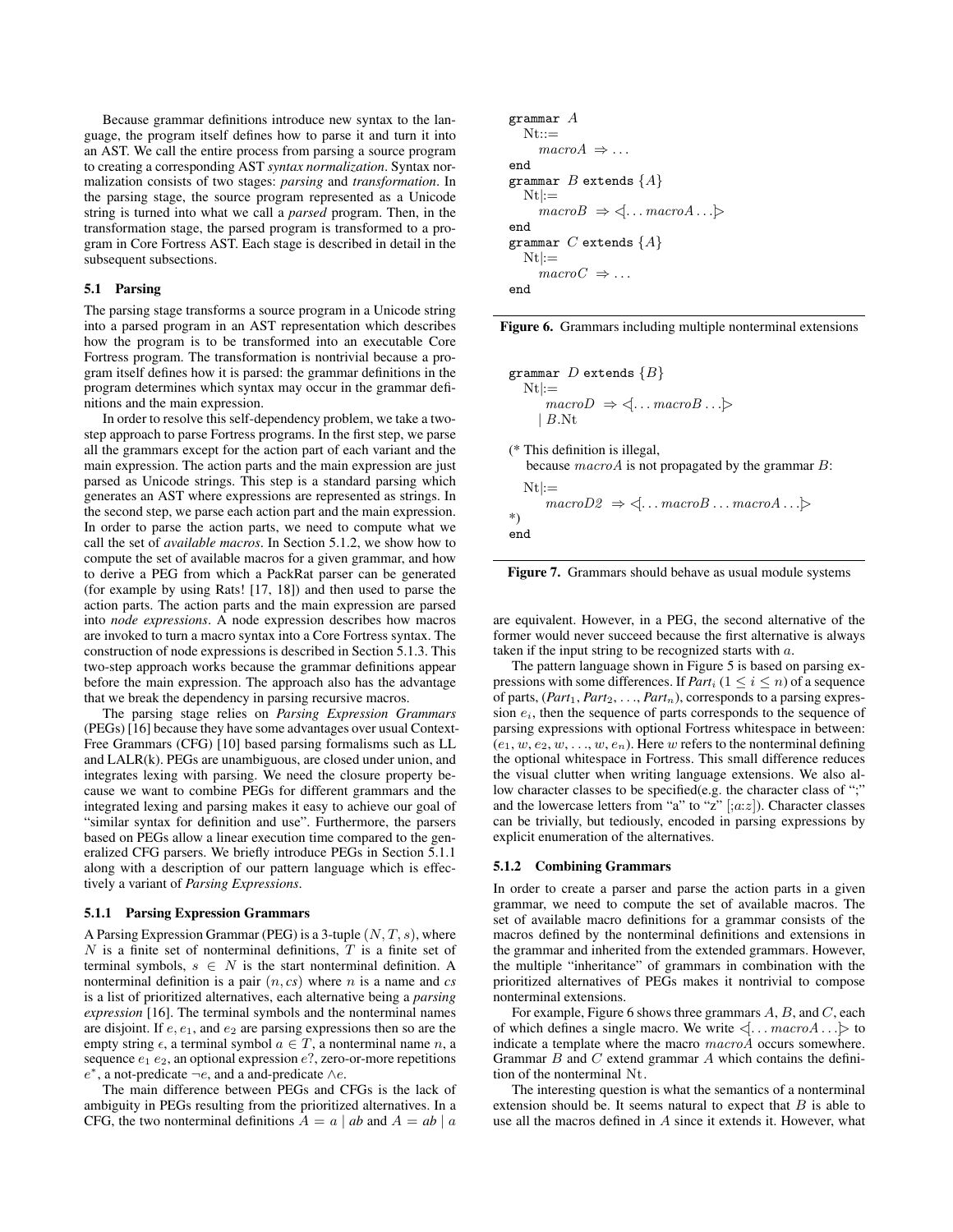Because grammar definitions introduce new syntax to the language, the program itself defines how to parse it and turn it into an AST. We call the entire process from parsing a source program to creating a corresponding AST *syntax normalization*. Syntax normalization consists of two stages: *parsing* and *transformation*. In the parsing stage, the source program represented as a Unicode string is turned into what we call a *parsed* program. Then, in the transformation stage, the parsed program is transformed to a program in Core Fortress AST. Each stage is described in detail in the subsequent subsections.

## 5.1 Parsing

The parsing stage transforms a source program in a Unicode string into a parsed program in an AST representation which describes how the program is to be transformed into an executable Core Fortress program. The transformation is nontrivial because a program itself defines how it is parsed: the grammar definitions in the program determines which syntax may occur in the grammar definitions and the main expression.

In order to resolve this self-dependency problem, we take a two-step approach to parse Fortress programs. In the first step, we parse all the grammars except for the action part of each variant and the main expression. The action parts and the main expression are just parsed as Unicode strings. This step is a standard parsing which generates an AST where expressions are represented as strings. In the second step, we parse each action part and the main expression. In order to parse the action parts, we need to compute what we call the set of *available macros*. In Section 5.1.2, we show how to compute the set of available macros for a given grammar, and how to derive a PEG from which a PackRat parser can be generated (for example by using Rats! [17, 18]) and then used to parse the action parts. The action parts and the main expression are parsed into *node expressions*. A node expression describes how macros are invoked to turn a macro syntax into a Core Fortress syntax. The construction of node expressions is described in Section 5.1.3. This two-step approach works because the grammar definitions appear before the main expression. The approach also has the advantage that we break the dependency in parsing recursive macros.

The parsing stage relies on *Parsing Expression Grammars* (PEGs) [16] because they have some advantages over usual Context-Free Grammars (CFG) [10] based parsing formalisms such as LL and LALR(k). PEGs are unambiguous, are closed under union, and integrates lexing with parsing. We need the closure property because we want to combine PEGs for different grammars and the integrated lexing and parsing makes it easy to achieve our goal of "similar syntax for definition and use". Furthermore, the parsers based on PEGs allow a linear execution time compared to the generalized CFG parsers. We briefly introduce PEGs in Section 5.1.1 along with a description of our pattern language which is effectively a variant of *Parsing Expressions*.

### 5.1.1 Parsing Expression Grammars

A Parsing Expression Grammar (PEG) is a 3-tuple $(N, T, s)$, where $N$ is a finite set of nonterminal definitions, $T$ is a finite set of terminal symbols, $s \in N$ is the start nonterminal definition. A nonterminal definition is a pair $(n, cs)$ where $n$ is a name and $cs$ is a list of prioritized alternatives, each alternative being a *parsing expression* [16]. The terminal symbols and the nonterminal names are disjoint. If $e$, $e_1$, and $e_2$ are parsing expressions then so are the empty string $\epsilon$, a terminal symbol $a \in T$, a nonterminal name $n$, a sequence $e_1\ e_2$, an optional expression $e?$, zero-or-more repetitions $e^*$, a not-predicate $\neg e$, and a and-predicate $\wedge e$.

The main difference between PEGs and CFGs is the lack of ambiguity in PEGs resulting from the prioritized alternatives. In a CFG, the two nonterminal definitions $A = a \mid ab$ and $A = ab \mid a$ are equivalent. However, in a PEG, the second alternative of the former would never succeed because the first alternative is always taken if the input string to be recognized starts with $a$.

The pattern language shown in Figure 5 is based on parsing expressions with some differences. If $Part_i$ $(1 \le i \le n)$ of a sequence of parts, $(Part_1, Part_2, \ldots, Part_n)$, corresponds to a parsing expression $e_i$, then the sequence of parts corresponds to the sequence of parsing expressions with optional Fortress whitespace in between: $(e_1, w, e_2, w, \ldots, w, e_n)$. Here $w$ refers to the nonterminal defining the optional whitespace in Fortress. This small difference reduces the visual clutter when writing language extensions. We also allow character classes to be specified(e.g. the character class of ";" and the lowercase letters from "a" to "z" [;a:z]). Character classes can be trivially, but tediously, encoded in parsing expressions by explicit enumeration of the alternatives.

```
grammar A
  Nt::=
      macroA ⇒ ...
end
grammar B extends {A}
  Nt|:=
      macroB ⇒ ◁[... macroA ...]▷
end
grammar C extends {A}
  Nt|:=
      macroC ⇒ ...
end
```

**Figure 6.** Grammars including multiple nonterminal extensions

```
grammar D extends {B}
  Nt|:=
      macroD ⇒ ◁[... macroB ...]▷
    | B.Nt

(* This definition is illegal,
   because macroA is not propagated by the grammar B:

  Nt|:=
      macroD2 ⇒ ◁[... macroB ... macroA ...]▷
*)
end
```

**Figure 7.** Grammars should behave as usual module systems

### 5.1.2 Combining Grammars

In order to create a parser and parse the action parts in a given grammar, we need to compute the set of available macros. The set of available macro definitions for a grammar consists of the macros defined by the nonterminal definitions and extensions in the grammar and inherited from the extended grammars. However, the multiple "inheritance" of grammars in combination with the prioritized alternatives of PEGs makes it nontrivial to compose nonterminal extensions.

For example, Figure 6 shows three grammars $A$, $B$, and $C$, each of which defines a single macro. We write $\triangleleft[\ldots macroA \ldots]\triangleright$ to indicate a template where the macro $macroA$ occurs somewhere. Grammar $B$ and $C$ extend grammar $A$ which contains the definition of the nonterminal Nt.

The interesting question is what the semantics of a nonterminal extension should be. It seems natural to expect that $B$ is able to use all the macros defined in $A$ since it extends it. However, what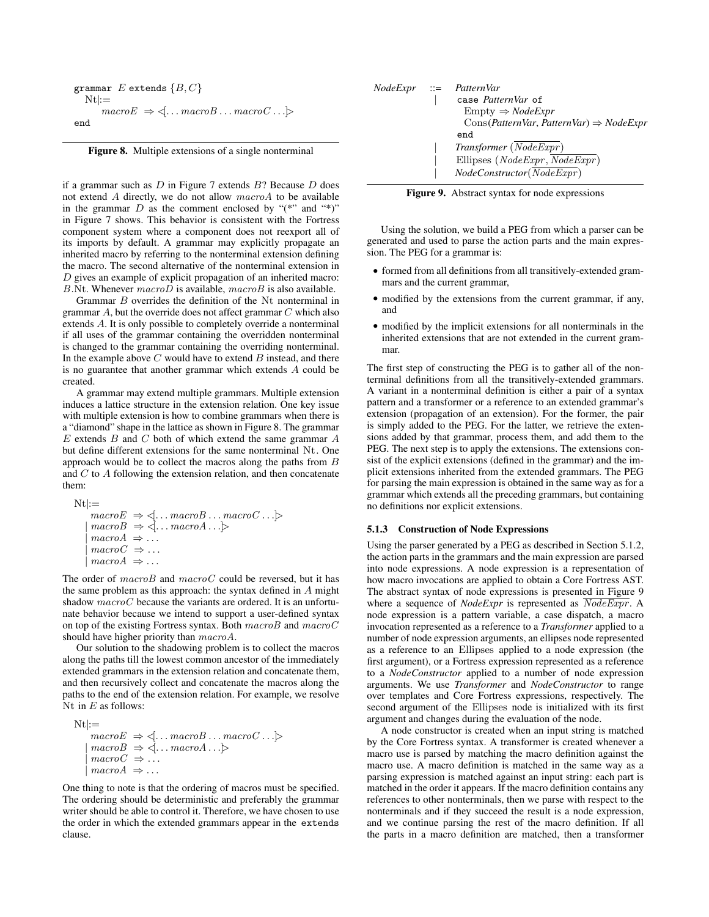```
grammar E extends {B, C}
  Nt|:=
       macroE  ⇒ ◁[... macroB ... macroC ...▷
end
```

**Figure 8.** Multiple extensions of a single nonterminal

if a grammar such as $D$ in Figure 7 extends $B$? Because $D$ does not extend $A$ directly, we do not allow $macroA$ to be available in the grammar $D$ as the comment enclosed by "(\*" and "\*)" in Figure 7 shows. This behavior is consistent with the Fortress component system where a component does not reexport all of its imports by default. A grammar may explicitly propagate an inherited macro by referring to the nonterminal extension defining the macro. The second alternative of the nonterminal extension in $D$ gives an example of explicit propagation of an inherited macro: $B$.Nt. Whenever $macroD$ is available, $macroB$ is also available.

Grammar $B$ overrides the definition of the Nt nonterminal in grammar $A$, but the override does not affect grammar $C$ which also extends $A$. It is only possible to completely override a nonterminal if all uses of the grammar containing the overridden nonterminal is changed to the grammar containing the overriding nonterminal. In the example above $C$ would have to extend $B$ instead, and there is no guarantee that another grammar which extends $A$ could be created.

A grammar may extend multiple grammars. Multiple extension induces a lattice structure in the extension relation. One key issue with multiple extension is how to combine grammars when there is a "diamond" shape in the lattice as shown in Figure 8. The grammar $E$ extends $B$ and $C$ both of which extend the same grammar $A$ but define different extensions for the same nonterminal Nt. One approach would be to collect the macros along the paths from $B$ and $C$ to $A$ following the extension relation, and then concatenate them:

```
Nt|:=
     macroE ⇒ ◁[... macroB ... macroC ...▷
   | macroB ⇒ ◁[... macroA ...▷
   | macroA ⇒ ...
   | macroC ⇒ ...
   | macroA ⇒ ...
```

The order of $macroB$ and $macroC$ could be reversed, but it has the same problem as this approach: the syntax defined in $A$ might shadow $macroC$ because the variants are ordered. It is an unfortunate behavior because we intend to support a user-defined syntax on top of the existing Fortress syntax. Both $macroB$ and $macroC$ should have higher priority than $macroA$.

Our solution to the shadowing problem is to collect the macros along the paths till the lowest common ancestor of the immediately extended grammars in the extension relation and concatenate them, and then recursively collect and concatenate the macros along the paths to the end of the extension relation. For example, we resolve Nt in $E$ as follows:

```
Nt|:=
     macroE ⇒ ◁[... macroB ... macroC ...▷
   | macroB ⇒ ◁[... macroA ...▷
   | macroC ⇒ ...
   | macroA ⇒ ...
```

One thing to note is that the ordering of macros must be specified. The ordering should be deterministic and preferably the grammar writer should be able to control it. Therefore, we have chosen to use the order in which the extended grammars appear in the `extends` clause.

```
NodeExpr ::= PatternVar
           | case PatternVar of
               Empty ⇒ NodeExpr
               Cons(PatternVar, PatternVar) ⇒ NodeExpr
             end
           | Transformer (NodeExpr‾)
           | Ellipses (NodeExpr, NodeExpr‾)
           | NodeConstructor(NodeExpr‾)
```

**Figure 9.** Abstract syntax for node expressions

Using the solution, we build a PEG from which a parser can be generated and used to parse the action parts and the main expression. The PEG for a grammar is:

- formed from all definitions from all transitively-extended grammars and the current grammar,
- modified by the extensions from the current grammar, if any, and
- modified by the implicit extensions for all nonterminals in the inherited extensions that are not extended in the current grammar.

The first step of constructing the PEG is to gather all of the nonterminal definitions from all the transitively-extended grammars. A variant in a nonterminal definition is either a pair of a syntax pattern and a transformer or a reference to an extended grammar's extension (propagation of an extension). For the former, the pair is simply added to the PEG. For the latter, we retrieve the extensions added by that grammar, process them, and add them to the PEG. The next step is to apply the extensions. The extensions consist of the explicit extensions (defined in the grammar) and the implicit extensions inherited from the extended grammars. The PEG for parsing the main expression is obtained in the same way as for a grammar which extends all the preceding grammars, but containing no definitions nor explicit extensions.

#### 5.1.3 Construction of Node Expressions

Using the parser generated by a PEG as described in Section 5.1.2, the action parts in the grammars and the main expression are parsed into node expressions. A node expression is a representation of how macro invocations are applied to obtain a Core Fortress AST. The abstract syntax of node expressions is presented in Figure 9 where a sequence of *NodeExpr* is represented as $\overline{NodeExpr}$. A node expression is a pattern variable, a case dispatch, a macro invocation represented as a reference to a *Transformer* applied to a number of node expression arguments, an ellipses node represented as a reference to an Ellipses applied to a node expression (the first argument), or a Fortress expression represented as a reference to a *NodeConstructor* applied to a number of node expression arguments. We use *Transformer* and *NodeConstructor* to range over templates and Core Fortress expressions, respectively. The second argument of the Ellipses node is initialized with its first argument and changes during the evaluation of the node.

A node constructor is created when an input string is matched by the Core Fortress syntax. A transformer is created whenever a macro use is parsed by matching the macro definition against the macro use. A macro definition is matched in the same way as a parsing expression is matched against an input string: each part is matched in the order it appears. If the macro definition contains any references to other nonterminals, then we parse with respect to the nonterminals and if they succeed the result is a node expression, and we continue parsing the rest of the macro definition. If all the parts in a macro definition are matched, then a transformer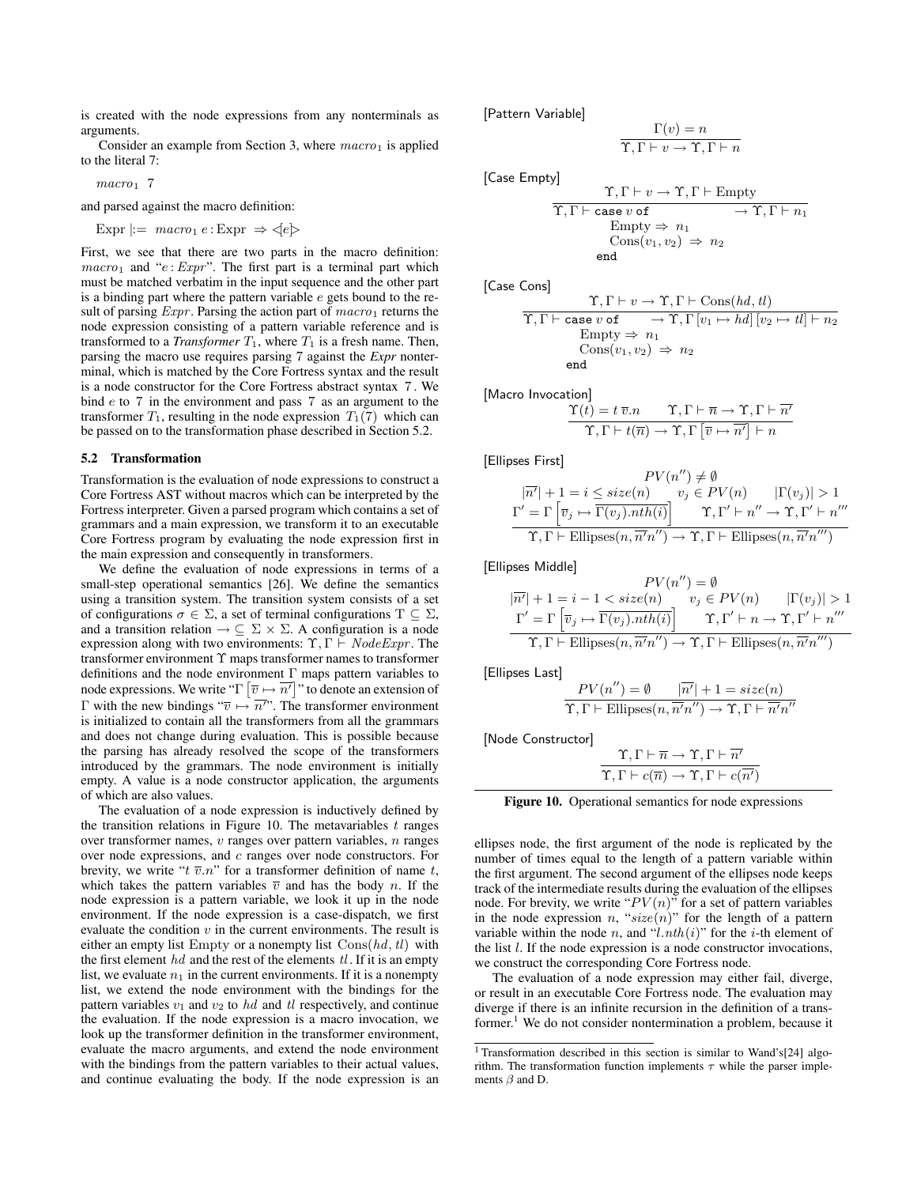is created with the node expressions from any nonterminals as arguments.

Consider an example from Section 3, where $macro_1$ is applied to the literal 7:

$macro_1$ 7

and parsed against the macro definition:

$\text{Expr} \mid:= \ macro_1 \ e : \text{Expr} \ \Rightarrow \lhd e \rhd$

First, we see that there are two parts in the macro definition: $macro_1$ and "$e : Expr$". The first part is a terminal part which must be matched verbatim in the input sequence and the other part is a binding part where the pattern variable $e$ gets bound to the result of parsing $Expr$. Parsing the action part of $macro_1$ returns the node expression consisting of a pattern variable reference and is transformed to a *Transformer* $T_1$, where $T_1$ is a fresh name. Then, parsing the macro use requires parsing 7 against the *Expr* nonterminal, which is matched by the Core Fortress syntax and the result is a node constructor for the Core Fortress abstract syntax 7. We bind $e$ to 7 in the environment and pass 7 as an argument to the transformer $T_1$, resulting in the node expression $T_1(7)$ which can be passed on to the transformation phase described in Section 5.2.

## 5.2 Transformation

Transformation is the evaluation of node expressions to construct a Core Fortress AST without macros which can be interpreted by the Fortress interpreter. Given a parsed program which contains a set of grammars and a main expression, we transform it to an executable Core Fortress program by evaluating the node expression first in the main expression and consequently in transformers.

We define the evaluation of node expressions in terms of a small-step operational semantics [26]. We define the semantics using a transition system. The transition system consists of a set of configurations $\sigma \in \Sigma$, a set of terminal configurations $\mathrm{T} \subseteq \Sigma$, and a transition relation $\rightarrow \subseteq \Sigma \times \Sigma$. A configuration is a node expression along with two environments: $\Upsilon, \Gamma \vdash NodeExpr$. The transformer environment $\Upsilon$ maps transformer names to transformer definitions and the node environment $\Gamma$ maps pattern variables to node expressions. We write "$\Gamma\left[\overline{v} \mapsto \overline{n'}\right]$" to denote an extension of $\Gamma$ with the new bindings "$\overline{v} \mapsto \overline{n'}$". The transformer environment is initialized to contain all the transformers from all the grammars and does not change during evaluation. This is possible because the parsing has already resolved the scope of the transformers introduced by the grammars. The node environment is initially empty. A value is a node constructor application, the arguments of which are also values.

The evaluation of a node expression is inductively defined by the transition relations in Figure 10. The metavariables $t$ ranges over transformer names, $v$ ranges over pattern variables, $n$ ranges over node expressions, and $c$ ranges over node constructors. For brevity, we write "$t \ \overline{v}.n$" for a transformer definition of name $t$, which takes the pattern variables $\overline{v}$ and has the body $n$. If the node expression is a pattern variable, we look it up in the node environment. If the node expression is a case-dispatch, we first evaluate the condition $v$ in the current environments. The result is either an empty list Empty or a nonempty list $\text{Cons}(hd, tl)$ with the first element $hd$ and the rest of the elements $tl$. If it is an empty list, we evaluate $n_1$ in the current environments. If it is a nonempty list, we extend the node environment with the bindings for the pattern variables $v_1$ and $v_2$ to $hd$ and $tl$ respectively, and continue the evaluation. If the node expression is a macro invocation, we look up the transformer definition in the transformer environment, evaluate the macro arguments, and extend the node environment with the bindings from the pattern variables to their actual values, and continue evaluating the body. If the node expression is an ellipses node, the first argument of the node is replicated by the number of times equal to the length of a pattern variable within the first argument. The second argument of the ellipses node keeps track of the intermediate results during the evaluation of the ellipses node. For brevity, we write "$PV(n)$" for a set of pattern variables in the node expression $n$, "$size(n)$" for the length of a pattern variable within the node $n$, and "$l.nth(i)$" for the $i$-th element of the list $l$. If the node expression is a node constructor invocations, we construct the corresponding Core Fortress node.

The evaluation of a node expression may either fail, diverge, or result in an executable Core Fortress node. The evaluation may diverge if there is an infinite recursion in the definition of a transformer.[1] We do not consider nontermination a problem, because it

[1] Transformation described in this section is similar to Wand's[24] algorithm. The transformation function implements $\tau$ while the parser implements $\beta$ and D.

[Pattern Variable]

$$\frac{\Gamma(v) = n}{\Upsilon, \Gamma \vdash v \rightarrow \Upsilon, \Gamma \vdash n}$$

[Case Empty]

$$\frac{\Upsilon, \Gamma \vdash v \rightarrow \Upsilon, \Gamma \vdash \text{Empty}}{\Upsilon, \Gamma \vdash \begin{array}{l}\texttt{case}\ v\ \texttt{of} \\ \quad \text{Empty} \Rightarrow n_1 \\ \quad \text{Cons}(v_1, v_2) \Rightarrow n_2 \\ \texttt{end}\end{array} \rightarrow \Upsilon, \Gamma \vdash n_1}$$

[Case Cons]

$$\frac{\Upsilon, \Gamma \vdash v \rightarrow \Upsilon, \Gamma \vdash \text{Cons}(hd, tl)}{\Upsilon, \Gamma \vdash \begin{array}{l}\texttt{case}\ v\ \texttt{of} \\ \quad \text{Empty} \Rightarrow n_1 \\ \quad \text{Cons}(v_1, v_2) \Rightarrow n_2 \\ \texttt{end}\end{array} \rightarrow \Upsilon, \Gamma\left[v_1 \mapsto hd\right]\left[v_2 \mapsto tl\right] \vdash n_2}$$

[Macro Invocation]

$$\frac{\Upsilon(t) = t \ \overline{v}.n \qquad \Upsilon, \Gamma \vdash \overline{n} \rightarrow \Upsilon, \Gamma \vdash \overline{n'}}{\Upsilon, \Gamma \vdash t(\overline{n}) \rightarrow \Upsilon, \Gamma\left[\overline{v} \mapsto \overline{n'}\right] \vdash n}$$

[Ellipses First]

$$\frac{\begin{array}{c} PV(n'') \neq \emptyset \\ |\overline{n'}| + 1 = i \leq size(n) \qquad v_j \in PV(n) \qquad |\Gamma(v_j)| > 1 \\ \Gamma' = \Gamma\left[\overline{v}_j \mapsto \overline{\Gamma(v_j).nth(i)}\right] \qquad \Upsilon, \Gamma' \vdash n'' \rightarrow \Upsilon, \Gamma' \vdash n''' \end{array}}{\Upsilon, \Gamma \vdash \text{Ellipses}(n, \overline{n'}n'') \rightarrow \Upsilon, \Gamma \vdash \text{Ellipses}(n, \overline{n'}n''')}$$

[Ellipses Middle]

$$\frac{\begin{array}{c} PV(n'') = \emptyset \\ |\overline{n'}| + 1 = i - 1 < size(n) \qquad v_j \in PV(n) \qquad |\Gamma(v_j)| > 1 \\ \Gamma' = \Gamma\left[\overline{v}_j \mapsto \overline{\Gamma(v_j).nth(i)}\right] \qquad \Upsilon, \Gamma' \vdash n \rightarrow \Upsilon, \Gamma' \vdash n''' \end{array}}{\Upsilon, \Gamma \vdash \text{Ellipses}(n, \overline{n'}n'') \rightarrow \Upsilon, \Gamma \vdash \text{Ellipses}(n, \overline{n'}n''')}$$

[Ellipses Last]

$$\frac{PV(n'') = \emptyset \qquad |\overline{n'}| + 1 = size(n)}{\Upsilon, \Gamma \vdash \text{Ellipses}(n, \overline{n'}n'') \rightarrow \Upsilon, \Gamma \vdash \overline{n'}n''}$$

[Node Constructor]

$$\frac{\Upsilon, \Gamma \vdash \overline{n} \rightarrow \Upsilon, \Gamma \vdash \overline{n'}}{\Upsilon, \Gamma \vdash c(\overline{n}) \rightarrow \Upsilon, \Gamma \vdash c(\overline{n'})}$$

**Figure 10.** Operational semantics for node expressions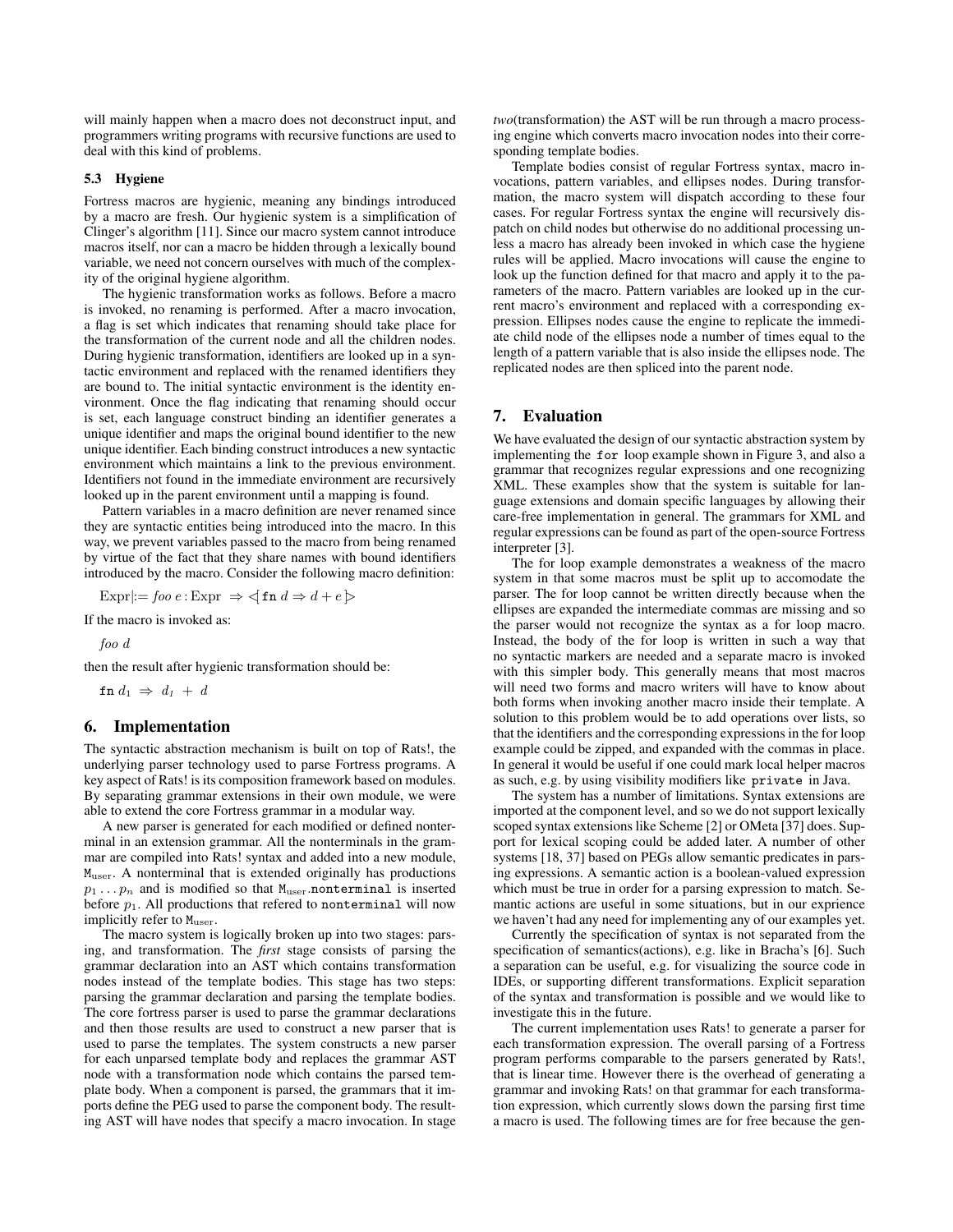will mainly happen when a macro does not deconstruct input, and programmers writing programs with recursive functions are used to deal with this kind of problems.

### 5.3 Hygiene

Fortress macros are hygienic, meaning any bindings introduced by a macro are fresh. Our hygienic system is a simplification of Clinger's algorithm [11]. Since our macro system cannot introduce macros itself, nor can a macro be hidden through a lexically bound variable, we need not concern ourselves with much of the complexity of the original hygiene algorithm.

The hygienic transformation works as follows. Before a macro is invoked, no renaming is performed. After a macro invocation, a flag is set which indicates that renaming should take place for the transformation of the current node and all the children nodes. During hygienic transformation, identifiers are looked up in a syntactic environment and replaced with the renamed identifiers they are bound to. The initial syntactic environment is the identity environment. Once the flag indicating that renaming should occur is set, each language construct binding an identifier generates a unique identifier and maps the original bound identifier to the new unique identifier. Each binding construct introduces a new syntactic environment which maintains a link to the previous environment. Identifiers not found in the immediate environment are recursively looked up in the parent environment until a mapping is found.

Pattern variables in a macro definition are never renamed since they are syntactic entities being introduced into the macro. In this way, we prevent variables passed to the macro from being renamed by virtue of the fact that they share names with bound identifiers introduced by the macro. Consider the following macro definition:

$$\text{Expr}|{:}= \textit{foo}\ e : \text{Expr} \ \Rightarrow \lhd\, \texttt{fn}\ d \Rightarrow d + e\, \rhd$$

If the macro is invoked as:

$\textit{foo}\ d$

then the result after hygienic transformation should be:

$\texttt{fn}\ d_1 \ \Rightarrow\ d_1\ +\ d$

## 6. Implementation

The syntactic abstraction mechanism is built on top of Rats!, the underlying parser technology used to parse Fortress programs. A key aspect of Rats! is its composition framework based on modules. By separating grammar extensions in their own module, we were able to extend the core Fortress grammar in a modular way.

A new parser is generated for each modified or defined nonterminal in an extension grammar. All the nonterminals in the grammar are compiled into Rats! syntax and added into a new module, $\texttt{M}_{\text{user}}$. A nonterminal that is extended originally has productions $p_1 \ldots p_n$ and is modified so that $\texttt{M}_{\text{user}}$.`nonterminal` is inserted before $p_1$. All productions that refered to `nonterminal` will now implicitly refer to $\texttt{M}_{\text{user}}$.

The macro system is logically broken up into two stages: parsing, and transformation. The *first* stage consists of parsing the grammar declaration into an AST which contains transformation nodes instead of the template bodies. This stage has two steps: parsing the grammar declaration and parsing the template bodies. The core fortress parser is used to parse the grammar declarations and then those results are used to construct a new parser that is used to parse the templates. The system constructs a new parser for each unparsed template body and replaces the grammar AST node with a transformation node which contains the parsed template body. When a component is parsed, the grammars that it imports define the PEG used to parse the component body. The resulting AST will have nodes that specify a macro invocation. In stage *two*(transformation) the AST will be run through a macro processing engine which converts macro invocation nodes into their corresponding template bodies.

Template bodies consist of regular Fortress syntax, macro invocations, pattern variables, and ellipses nodes. During transformation, the macro system will dispatch according to these four cases. For regular Fortress syntax the engine will recursively dispatch on child nodes but otherwise do no additional processing unless a macro has already been invoked in which case the hygiene rules will be applied. Macro invocations will cause the engine to look up the function defined for that macro and apply it to the parameters of the macro. Pattern variables are looked up in the current macro's environment and replaced with a corresponding expression. Ellipses nodes cause the engine to replicate the immediate child node of the ellipses node a number of times equal to the length of a pattern variable that is also inside the ellipses node. The replicated nodes are then spliced into the parent node.

## 7. Evaluation

We have evaluated the design of our syntactic abstraction system by implementing the `for` loop example shown in Figure 3, and also a grammar that recognizes regular expressions and one recognizing XML. These examples show that the system is suitable for language extensions and domain specific languages by allowing their care-free implementation in general. The grammars for XML and regular expressions can be found as part of the open-source Fortress interpreter [3].

The for loop example demonstrates a weakness of the macro system in that some macros must be split up to accomodate the parser. The for loop cannot be written directly because when the ellipses are expanded the intermediate commas are missing and so the parser would not recognize the syntax as a for loop macro. Instead, the body of the for loop is written in such a way that no syntactic markers are needed and a separate macro is invoked with this simpler body. This generally means that most macros will need two forms and macro writers will have to know about both forms when invoking another macro inside their template. A solution to this problem would be to add operations over lists, so that the identifiers and the corresponding expressions in the for loop example could be zipped, and expanded with the commas in place. In general it would be useful if one could mark local helper macros as such, e.g. by using visibility modifiers like `private` in Java.

The system has a number of limitations. Syntax extensions are imported at the component level, and so we do not support lexically scoped syntax extensions like Scheme [2] or OMeta [37] does. Support for lexical scoping could be added later. A number of other systems [18, 37] based on PEGs allow semantic predicates in parsing expressions. A semantic action is a boolean-valued expression which must be true in order for a parsing expression to match. Semantic actions are useful in some situations, but in our exprience we haven't had any need for implementing any of our examples yet.

Currently the specification of syntax is not separated from the specification of semantics(actions), e.g. like in Bracha's [6]. Such a separation can be useful, e.g. for visualizing the source code in IDEs, or supporting different transformations. Explicit separation of the syntax and transformation is possible and we would like to investigate this in the future.

The current implementation uses Rats! to generate a parser for each transformation expression. The overall parsing of a Fortress program performs comparable to the parsers generated by Rats!, that is linear time. However there is the overhead of generating a grammar and invoking Rats! on that grammar for each transformation expression, which currently slows down the parsing first time a macro is used. The following times are for free because the gen-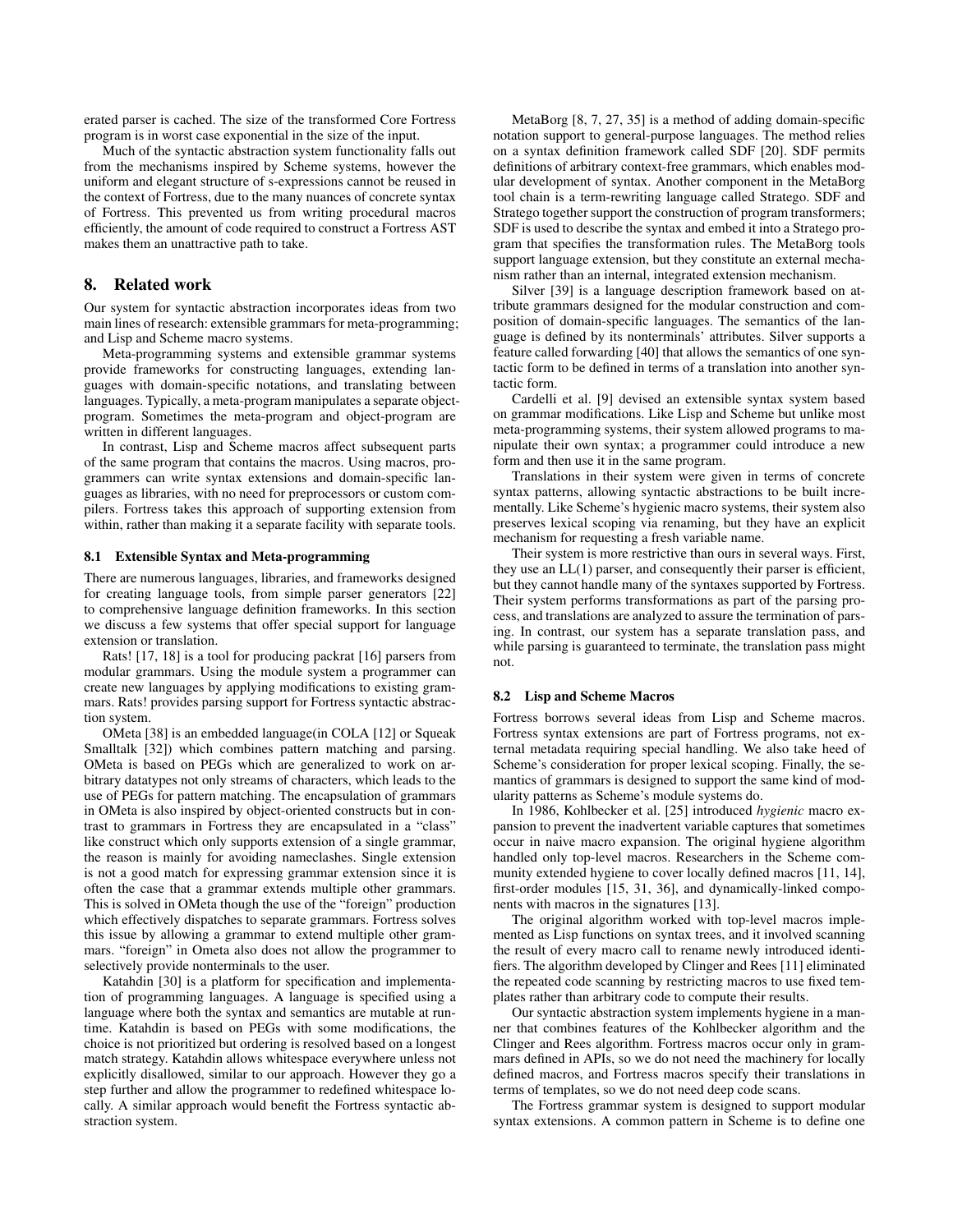erated parser is cached. The size of the transformed Core Fortress program is in worst case exponential in the size of the input.

Much of the syntactic abstraction system functionality falls out from the mechanisms inspired by Scheme systems, however the uniform and elegant structure of s-expressions cannot be reused in the context of Fortress, due to the many nuances of concrete syntax of Fortress. This prevented us from writing procedural macros efficiently, the amount of code required to construct a Fortress AST makes them an unattractive path to take.

## 8. Related work

Our system for syntactic abstraction incorporates ideas from two main lines of research: extensible grammars for meta-programming; and Lisp and Scheme macro systems.

Meta-programming systems and extensible grammar systems provide frameworks for constructing languages, extending languages with domain-specific notations, and translating between languages. Typically, a meta-program manipulates a separate object-program. Sometimes the meta-program and object-program are written in different languages.

In contrast, Lisp and Scheme macros affect subsequent parts of the same program that contains the macros. Using macros, programmers can write syntax extensions and domain-specific languages as libraries, with no need for preprocessors or custom compilers. Fortress takes this approach of supporting extension from within, rather than making it a separate facility with separate tools.

### 8.1 Extensible Syntax and Meta-programming

There are numerous languages, libraries, and frameworks designed for creating language tools, from simple parser generators [22] to comprehensive language definition frameworks. In this section we discuss a few systems that offer special support for language extension or translation.

Rats! [17, 18] is a tool for producing packrat [16] parsers from modular grammars. Using the module system a programmer can create new languages by applying modifications to existing grammars. Rats! provides parsing support for Fortress syntactic abstraction system.

OMeta [38] is an embedded language(in COLA [12] or Squeak Smalltalk [32]) which combines pattern matching and parsing. OMeta is based on PEGs which are generalized to work on arbitrary datatypes not only streams of characters, which leads to the use of PEGs for pattern matching. The encapsulation of grammars in OMeta is also inspired by object-oriented constructs but in contrast to grammars in Fortress they are encapsulated in a "class" like construct which only supports extension of a single grammar, the reason is mainly for avoiding nameclashes. Single extension is not a good match for expressing grammar extension since it is often the case that a grammar extends multiple other grammars. This is solved in OMeta though the use of the "foreign" production which effectively dispatches to separate grammars. Fortress solves this issue by allowing a grammar to extend multiple other grammars. "foreign" in Ometa also does not allow the programmer to selectively provide nonterminals to the user.

Katahdin [30] is a platform for specification and implementation of programming languages. A language is specified using a language where both the syntax and semantics are mutable at runtime. Katahdin is based on PEGs with some modifications, the choice is not prioritized but ordering is resolved based on a longest match strategy. Katahdin allows whitespace everywhere unless not explicitly disallowed, similar to our approach. However they go a step further and allow the programmer to redefined whitespace locally. A similar approach would benefit the Fortress syntactic abstraction system.

MetaBorg [8, 7, 27, 35] is a method of adding domain-specific notation support to general-purpose languages. The method relies on a syntax definition framework called SDF [20]. SDF permits definitions of arbitrary context-free grammars, which enables modular development of syntax. Another component in the MetaBorg tool chain is a term-rewriting language called Stratego. SDF and Stratego together support the construction of program transformers; SDF is used to describe the syntax and embed it into a Stratego program that specifies the transformation rules. The MetaBorg tools support language extension, but they constitute an external mechanism rather than an internal, integrated extension mechanism.

Silver [39] is a language description framework based on attribute grammars designed for the modular construction and composition of domain-specific languages. The semantics of the language is defined by its nonterminals' attributes. Silver supports a feature called forwarding [40] that allows the semantics of one syntactic form to be defined in terms of a translation into another syntactic form.

Cardelli et al. [9] devised an extensible syntax system based on grammar modifications. Like Lisp and Scheme but unlike most meta-programming systems, their system allowed programs to manipulate their own syntax; a programmer could introduce a new form and then use it in the same program.

Translations in their system were given in terms of concrete syntax patterns, allowing syntactic abstractions to be built incrementally. Like Scheme's hygienic macro systems, their system also preserves lexical scoping via renaming, but they have an explicit mechanism for requesting a fresh variable name.

Their system is more restrictive than ours in several ways. First, they use an LL(1) parser, and consequently their parser is efficient, but they cannot handle many of the syntaxes supported by Fortress. Their system performs transformations as part of the parsing process, and translations are analyzed to assure the termination of parsing. In contrast, our system has a separate translation pass, and while parsing is guaranteed to terminate, the translation pass might not.

### 8.2 Lisp and Scheme Macros

Fortress borrows several ideas from Lisp and Scheme macros. Fortress syntax extensions are part of Fortress programs, not external metadata requiring special handling. We also take heed of Scheme's consideration for proper lexical scoping. Finally, the semantics of grammars is designed to support the same kind of modularity patterns as Scheme's module systems do.

In 1986, Kohlbecker et al. [25] introduced *hygienic* macro expansion to prevent the inadvertent variable captures that sometimes occur in naive macro expansion. The original hygiene algorithm handled only top-level macros. Researchers in the Scheme community extended hygiene to cover locally defined macros [11, 14], first-order modules [15, 31, 36], and dynamically-linked components with macros in the signatures [13].

The original algorithm worked with top-level macros implemented as Lisp functions on syntax trees, and it involved scanning the result of every macro call to rename newly introduced identifiers. The algorithm developed by Clinger and Rees [11] eliminated the repeated code scanning by restricting macros to use fixed templates rather than arbitrary code to compute their results.

Our syntactic abstraction system implements hygiene in a manner that combines features of the Kohlbecker algorithm and the Clinger and Rees algorithm. Fortress macros occur only in grammars defined in APIs, so we do not need the machinery for locally defined macros, and Fortress macros specify their translations in terms of templates, so we do not need deep code scans.

The Fortress grammar system is designed to support modular syntax extensions. A common pattern in Scheme is to define one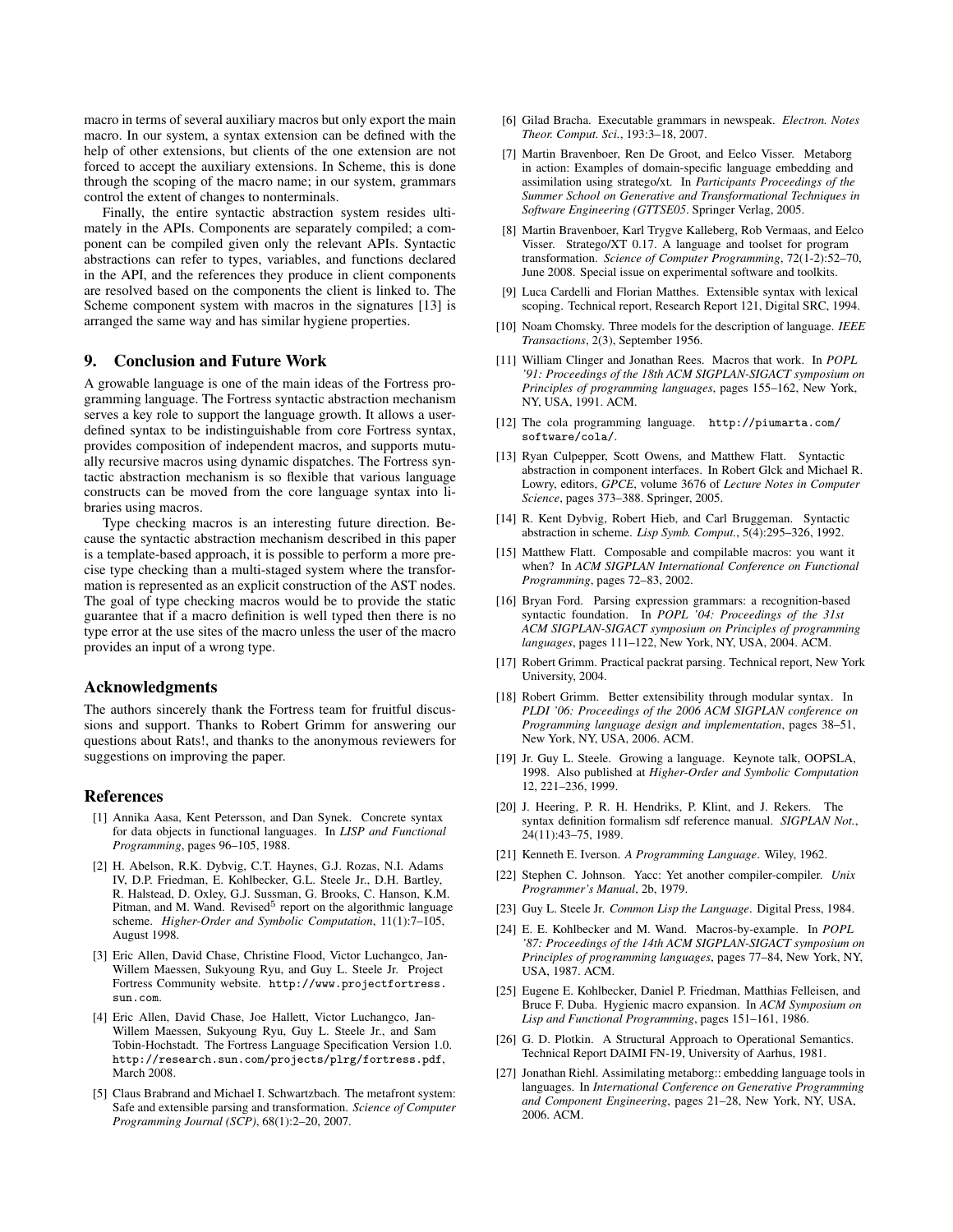macro in terms of several auxiliary macros but only export the main macro. In our system, a syntax extension can be defined with the help of other extensions, but clients of the one extension are not forced to accept the auxiliary extensions. In Scheme, this is done through the scoping of the macro name; in our system, grammars control the extent of changes to nonterminals.

Finally, the entire syntactic abstraction system resides ultimately in the APIs. Components are separately compiled; a component can be compiled given only the relevant APIs. Syntactic abstractions can refer to types, variables, and functions declared in the API, and the references they produce in client components are resolved based on the components the client is linked to. The Scheme component system with macros in the signatures [13] is arranged the same way and has similar hygiene properties.

## 9. Conclusion and Future Work

A growable language is one of the main ideas of the Fortress programming language. The Fortress syntactic abstraction mechanism serves a key role to support the language growth. It allows a user-defined syntax to be indistinguishable from core Fortress syntax, provides composition of independent macros, and supports mutually recursive macros using dynamic dispatches. The Fortress syntactic abstraction mechanism is so flexible that various language constructs can be moved from the core language syntax into libraries using macros.

Type checking macros is an interesting future direction. Because the syntactic abstraction mechanism described in this paper is a template-based approach, it is possible to perform a more precise type checking than a multi-staged system where the transformation is represented as an explicit construction of the AST nodes. The goal of type checking macros would be to provide the static guarantee that if a macro definition is well typed then there is no type error at the use sites of the macro unless the user of the macro provides an input of a wrong type.

## Acknowledgments

The authors sincerely thank the Fortress team for fruitful discussions and support. Thanks to Robert Grimm for answering our questions about Rats!, and thanks to the anonymous reviewers for suggestions on improving the paper.

## References

[1] Annika Aasa, Kent Petersson, and Dan Synek. Concrete syntax for data objects in functional languages. In *LISP and Functional Programming*, pages 96–105, 1988.

[2] H. Abelson, R.K. Dybvig, C.T. Haynes, G.J. Rozas, N.I. Adams IV, D.P. Friedman, E. Kohlbecker, G.L. Steele Jr., D.H. Bartley, R. Halstead, D. Oxley, G.J. Sussman, G. Brooks, C. Hanson, K.M. Pitman, and M. Wand. Revised$^5$ report on the algorithmic language scheme. *Higher-Order and Symbolic Computation*, 11(1):7–105, August 1998.

[3] Eric Allen, David Chase, Christine Flood, Victor Luchangco, Jan-Willem Maessen, Sukyoung Ryu, and Guy L. Steele Jr. Project Fortress Community website. http://www.projectfortress.sun.com.

[4] Eric Allen, David Chase, Joe Hallett, Victor Luchangco, Jan-Willem Maessen, Sukyoung Ryu, Guy L. Steele Jr., and Sam Tobin-Hochstadt. The Fortress Language Specification Version 1.0. http://research.sun.com/projects/plrg/fortress.pdf, March 2008.

[5] Claus Brabrand and Michael I. Schwartzbach. The metafront system: Safe and extensible parsing and transformation. *Science of Computer Programming Journal (SCP)*, 68(1):2–20, 2007.

[6] Gilad Bracha. Executable grammars in newspeak. *Electron. Notes Theor. Comput. Sci.*, 193:3–18, 2007.

[7] Martin Bravenboer, Ren De Groot, and Eelco Visser. Metaborg in action: Examples of domain-specific language embedding and assimilation using stratego/xt. In *Participants Proceedings of the Summer School on Generative and Transformational Techniques in Software Engineering (GTTSE05*. Springer Verlag, 2005.

[8] Martin Bravenboer, Karl Trygve Kalleberg, Rob Vermaas, and Eelco Visser. Stratego/XT 0.17. A language and toolset for program transformation. *Science of Computer Programming*, 72(1-2):52–70, June 2008. Special issue on experimental software and toolkits.

[9] Luca Cardelli and Florian Matthes. Extensible syntax with lexical scoping. Technical report, Research Report 121, Digital SRC, 1994.

[10] Noam Chomsky. Three models for the description of language. *IEEE Transactions*, 2(3), September 1956.

[11] William Clinger and Jonathan Rees. Macros that work. In *POPL '91: Proceedings of the 18th ACM SIGPLAN-SIGACT symposium on Principles of programming languages*, pages 155–162, New York, NY, USA, 1991. ACM.

[12] The cola programming language. http://piumarta.com/software/cola/.

[13] Ryan Culpepper, Scott Owens, and Matthew Flatt. Syntactic abstraction in component interfaces. In Robert Glck and Michael R. Lowry, editors, *GPCE*, volume 3676 of *Lecture Notes in Computer Science*, pages 373–388. Springer, 2005.

[14] R. Kent Dybvig, Robert Hieb, and Carl Bruggeman. Syntactic abstraction in scheme. *Lisp Symb. Comput.*, 5(4):295–326, 1992.

[15] Matthew Flatt. Composable and compilable macros: you want it when? In *ACM SIGPLAN International Conference on Functional Programming*, pages 72–83, 2002.

[16] Bryan Ford. Parsing expression grammars: a recognition-based syntactic foundation. In *POPL '04: Proceedings of the 31st ACM SIGPLAN-SIGACT symposium on Principles of programming languages*, pages 111–122, New York, NY, USA, 2004. ACM.

[17] Robert Grimm. Practical packrat parsing. Technical report, New York University, 2004.

[18] Robert Grimm. Better extensibility through modular syntax. In *PLDI '06: Proceedings of the 2006 ACM SIGPLAN conference on Programming language design and implementation*, pages 38–51, New York, NY, USA, 2006. ACM.

[19] Jr. Guy L. Steele. Growing a language. Keynote talk, OOPSLA, 1998. Also published at *Higher-Order and Symbolic Computation* 12, 221–236, 1999.

[20] J. Heering, P. R. H. Hendriks, P. Klint, and J. Rekers. The syntax definition formalism sdf reference manual. *SIGPLAN Not.*, 24(11):43–75, 1989.

[21] Kenneth E. Iverson. *A Programming Language*. Wiley, 1962.

[22] Stephen C. Johnson. Yacc: Yet another compiler-compiler. *Unix Programmer's Manual*, 2b, 1979.

[23] Guy L. Steele Jr. *Common Lisp the Language*. Digital Press, 1984.

[24] E. E. Kohlbecker and M. Wand. Macros-by-example. In *POPL '87: Proceedings of the 14th ACM SIGPLAN-SIGACT symposium on Principles of programming languages*, pages 77–84, New York, NY, USA, 1987. ACM.

[25] Eugene E. Kohlbecker, Daniel P. Friedman, Matthias Felleisen, and Bruce F. Duba. Hygienic macro expansion. In *ACM Symposium on Lisp and Functional Programming*, pages 151–161, 1986.

[26] G. D. Plotkin. A Structural Approach to Operational Semantics. Technical Report DAIMI FN-19, University of Aarhus, 1981.

[27] Jonathan Riehl. Assimilating metaborg:: embedding language tools in languages. In *International Conference on Generative Programming and Component Engineering*, pages 21–28, New York, NY, USA, 2006. ACM.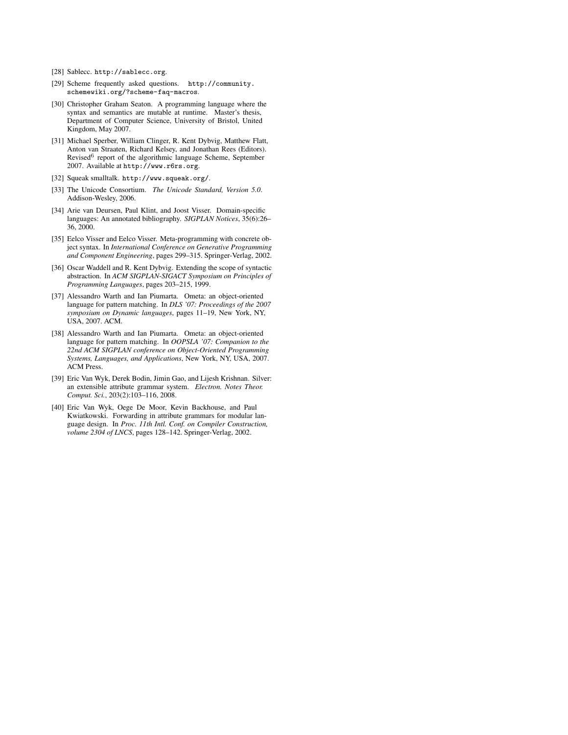[28] Sablecc. http://sablecc.org.

[29] Scheme frequently asked questions. http://community.schemewiki.org/?scheme-faq-macros.

[30] Christopher Graham Seaton. A programming language where the syntax and semantics are mutable at runtime. Master's thesis, Department of Computer Science, University of Bristol, United Kingdom, May 2007.

[31] Michael Sperber, William Clinger, R. Kent Dybvig, Matthew Flatt, Anton van Straaten, Richard Kelsey, and Jonathan Rees (Editors). Revised$^6$ report of the algorithmic language Scheme, September 2007. Available at http://www.r6rs.org.

[32] Squeak smalltalk. http://www.squeak.org/.

[33] The Unicode Consortium. *The Unicode Standard, Version 5.0*. Addison-Wesley, 2006.

[34] Arie van Deursen, Paul Klint, and Joost Visser. Domain-specific languages: An annotated bibliography. *SIGPLAN Notices*, 35(6):26–36, 2000.

[35] Eelco Visser and Eelco Visser. Meta-programming with concrete object syntax. In *International Conference on Generative Programming and Component Engineering*, pages 299–315. Springer-Verlag, 2002.

[36] Oscar Waddell and R. Kent Dybvig. Extending the scope of syntactic abstraction. In *ACM SIGPLAN-SIGACT Symposium on Principles of Programming Languages*, pages 203–215, 1999.

[37] Alessandro Warth and Ian Piumarta. Ometa: an object-oriented language for pattern matching. In *DLS '07: Proceedings of the 2007 symposium on Dynamic languages*, pages 11–19, New York, NY, USA, 2007. ACM.

[38] Alessandro Warth and Ian Piumarta. Ometa: an object-oriented language for pattern matching. In *OOPSLA '07: Companion to the 22nd ACM SIGPLAN conference on Object-Oriented Programming Systems, Languages, and Applications*, New York, NY, USA, 2007. ACM Press.

[39] Eric Van Wyk, Derek Bodin, Jimin Gao, and Lijesh Krishnan. Silver: an extensible attribute grammar system. *Electron. Notes Theor. Comput. Sci.*, 203(2):103–116, 2008.

[40] Eric Van Wyk, Oege De Moor, Kevin Backhouse, and Paul Kwiatkowski. Forwarding in attribute grammars for modular language design. In *Proc. 11th Intl. Conf. on Compiler Construction, volume 2304 of LNCS*, pages 128–142. Springer-Verlag, 2002.